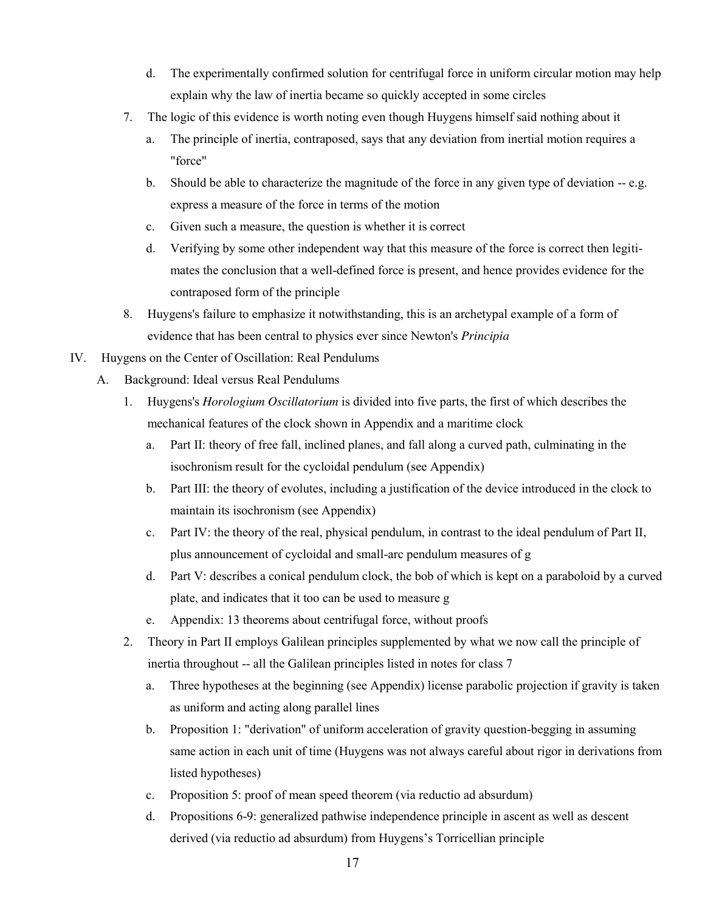- d. The experimentally confirmed solution for centrifugal force in uniform circular motion may help explain why the law of inertia became so quickly accepted in some circles

7. The logic of this evidence is worth noting even though Huygens himself said nothing about it
   - a. The principle of inertia, contraposed, says that any deviation from inertial motion requires a "force"
   - b. Should be able to characterize the magnitude of the force in any given type of deviation -- e.g. express a measure of the force in terms of the motion
   - c. Given such a measure, the question is whether it is correct
   - d. Verifying by some other independent way that this measure of the force is correct then legitimates the conclusion that a well-defined force is present, and hence provides evidence for the contraposed form of the principle

8. Huygens's failure to emphasize it notwithstanding, this is an archetypal example of a form of evidence that has been central to physics ever since Newton's *Principia*

## IV. Huygens on the Center of Oscillation: Real Pendulums

### A. Background: Ideal versus Real Pendulums

1. Huygens's *Horologium Oscillatorium* is divided into five parts, the first of which describes the mechanical features of the clock shown in Appendix and a maritime clock
   - a. Part II: theory of free fall, inclined planes, and fall along a curved path, culminating in the isochronism result for the cycloidal pendulum (see Appendix)
   - b. Part III: the theory of evolutes, including a justification of the device introduced in the clock to maintain its isochronism (see Appendix)
   - c. Part IV: the theory of the real, physical pendulum, in contrast to the ideal pendulum of Part II, plus announcement of cycloidal and small-arc pendulum measures of g
   - d. Part V: describes a conical pendulum clock, the bob of which is kept on a paraboloid by a curved plate, and indicates that it too can be used to measure g
   - e. Appendix: 13 theorems about centrifugal force, without proofs

2. Theory in Part II employs Galilean principles supplemented by what we now call the principle of inertia throughout -- all the Galilean principles listed in notes for class 7
   - a. Three hypotheses at the beginning (see Appendix) license parabolic projection if gravity is taken as uniform and acting along parallel lines
   - b. Proposition 1: "derivation" of uniform acceleration of gravity question-begging in assuming same action in each unit of time (Huygens was not always careful about rigor in derivations from listed hypotheses)
   - c. Proposition 5: proof of mean speed theorem (via reductio ad absurdum)
   - d. Propositions 6-9: generalized pathwise independence principle in ascent as well as descent derived (via reductio ad absurdum) from Huygens's Torricellian principle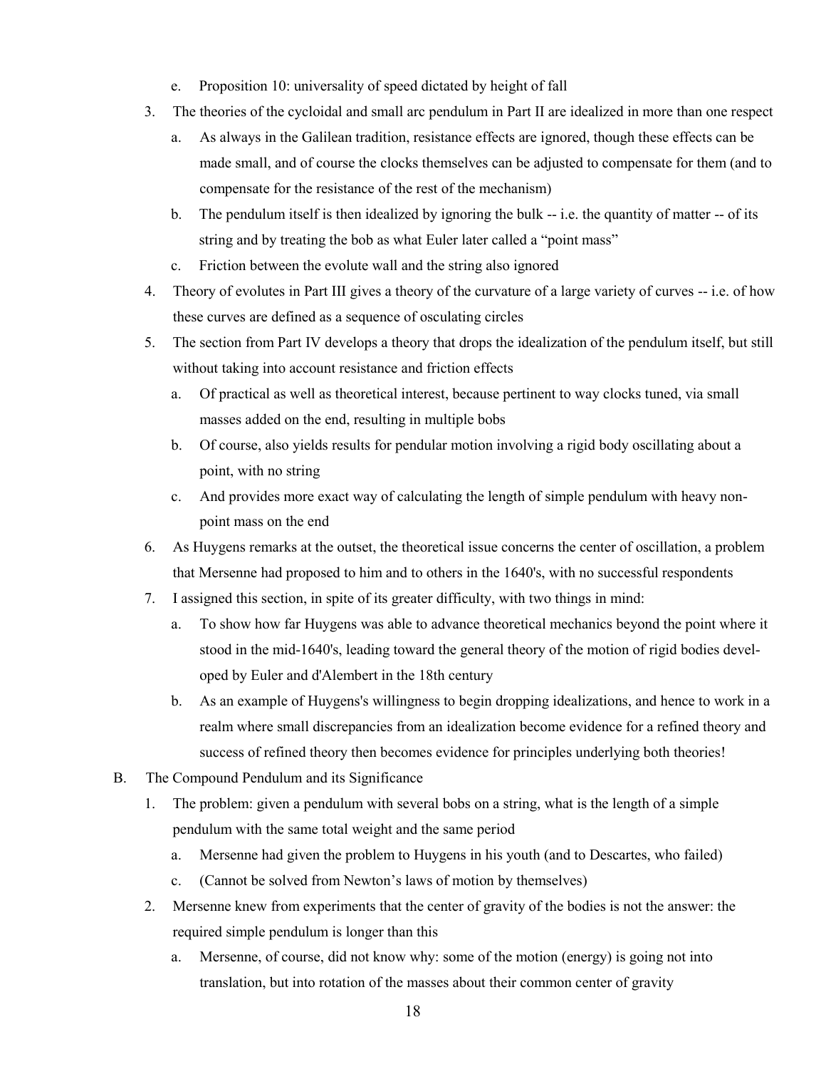e. Proposition 10: universality of speed dictated by height of fall

3. The theories of the cycloidal and small arc pendulum in Part II are idealized in more than one respect
   a. As always in the Galilean tradition, resistance effects are ignored, though these effects can be made small, and of course the clocks themselves can be adjusted to compensate for them (and to compensate for the resistance of the rest of the mechanism)
   b. The pendulum itself is then idealized by ignoring the bulk -- i.e. the quantity of matter -- of its string and by treating the bob as what Euler later called a "point mass"
   c. Friction between the evolute wall and the string also ignored
4. Theory of evolutes in Part III gives a theory of the curvature of a large variety of curves -- i.e. of how these curves are defined as a sequence of osculating circles
5. The section from Part IV develops a theory that drops the idealization of the pendulum itself, but still without taking into account resistance and friction effects
   a. Of practical as well as theoretical interest, because pertinent to way clocks tuned, via small masses added on the end, resulting in multiple bobs
   b. Of course, also yields results for pendular motion involving a rigid body oscillating about a point, with no string
   c. And provides more exact way of calculating the length of simple pendulum with heavy non-point mass on the end
6. As Huygens remarks at the outset, the theoretical issue concerns the center of oscillation, a problem that Mersenne had proposed to him and to others in the 1640's, with no successful respondents
7. I assigned this section, in spite of its greater difficulty, with two things in mind:
   a. To show how far Huygens was able to advance theoretical mechanics beyond the point where it stood in the mid-1640's, leading toward the general theory of the motion of rigid bodies developed by Euler and d'Alembert in the 18th century
   b. As an example of Huygens's willingness to begin dropping idealizations, and hence to work in a realm where small discrepancies from an idealization become evidence for a refined theory and success of refined theory then becomes evidence for principles underlying both theories!

B. The Compound Pendulum and its Significance

1. The problem: given a pendulum with several bobs on a string, what is the length of a simple pendulum with the same total weight and the same period
   a. Mersenne had given the problem to Huygens in his youth (and to Descartes, who failed)
   c. (Cannot be solved from Newton's laws of motion by themselves)
2. Mersenne knew from experiments that the center of gravity of the bodies is not the answer: the required simple pendulum is longer than this
   a. Mersenne, of course, did not know why: some of the motion (energy) is going not into translation, but into rotation of the masses about their common center of gravity